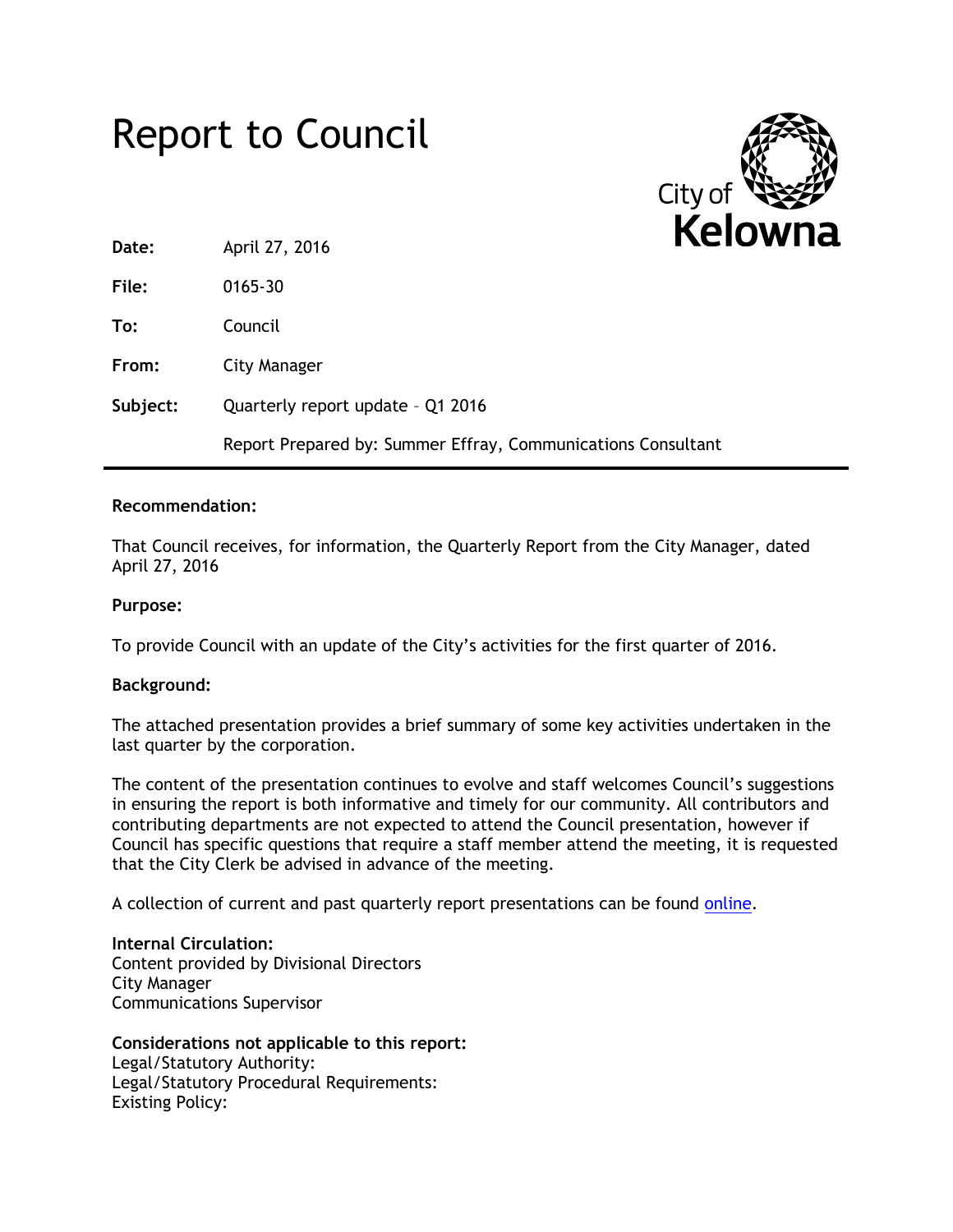# Report to Council

City of Kelowna

| | |
|---|---|
| **Date:** | April 27, 2016 |
| **File:** | 0165-30 |
| **To:** | Council |
| **From:** | City Manager |
| **Subject:** | Quarterly report update – Q1 2016 |
| | Report Prepared by: Summer Effray, Communications Consultant |

---

**Recommendation:**

That Council receives, for information, the Quarterly Report from the City Manager, dated April 27, 2016

**Purpose:**

To provide Council with an update of the City's activities for the first quarter of 2016.

**Background:**

The attached presentation provides a brief summary of some key activities undertaken in the last quarter by the corporation.

The content of the presentation continues to evolve and staff welcomes Council's suggestions in ensuring the report is both informative and timely for our community. All contributors and contributing departments are not expected to attend the Council presentation, however if Council has specific questions that require a staff member attend the meeting, it is requested that the City Clerk be advised in advance of the meeting.

A collection of current and past quarterly report presentations can be found online.

**Internal Circulation:**
Content provided by Divisional Directors
City Manager
Communications Supervisor

**Considerations not applicable to this report:**
Legal/Statutory Authority:
Legal/Statutory Procedural Requirements:
Existing Policy: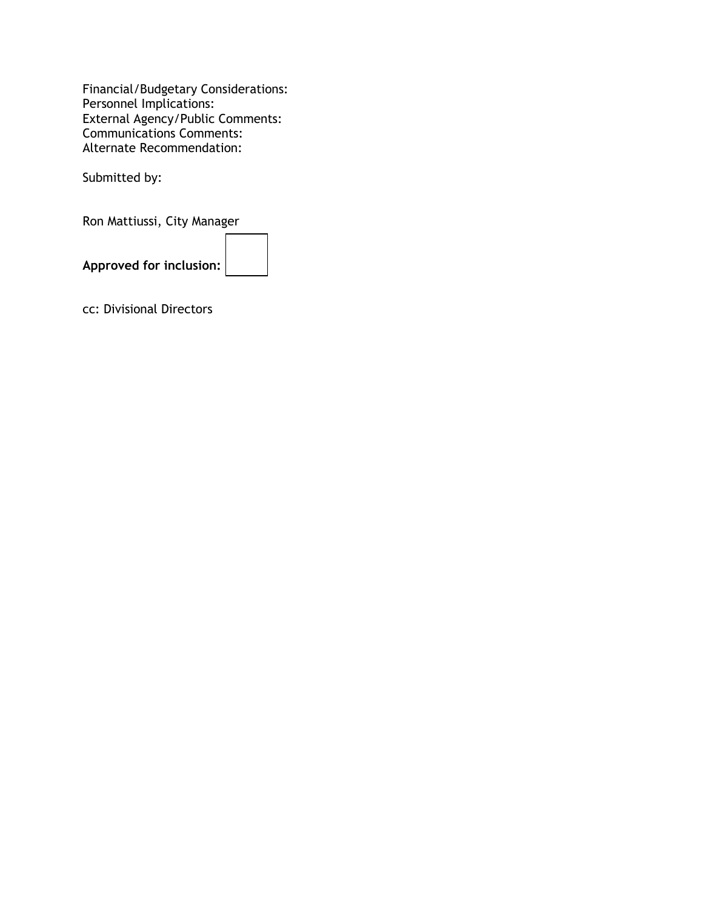Financial/Budgetary Considerations:
Personnel Implications:
External Agency/Public Comments:
Communications Comments:
Alternate Recommendation:

Submitted by:

Ron Mattiussi, City Manager

**Approved for inclusion:**

cc: Divisional Directors